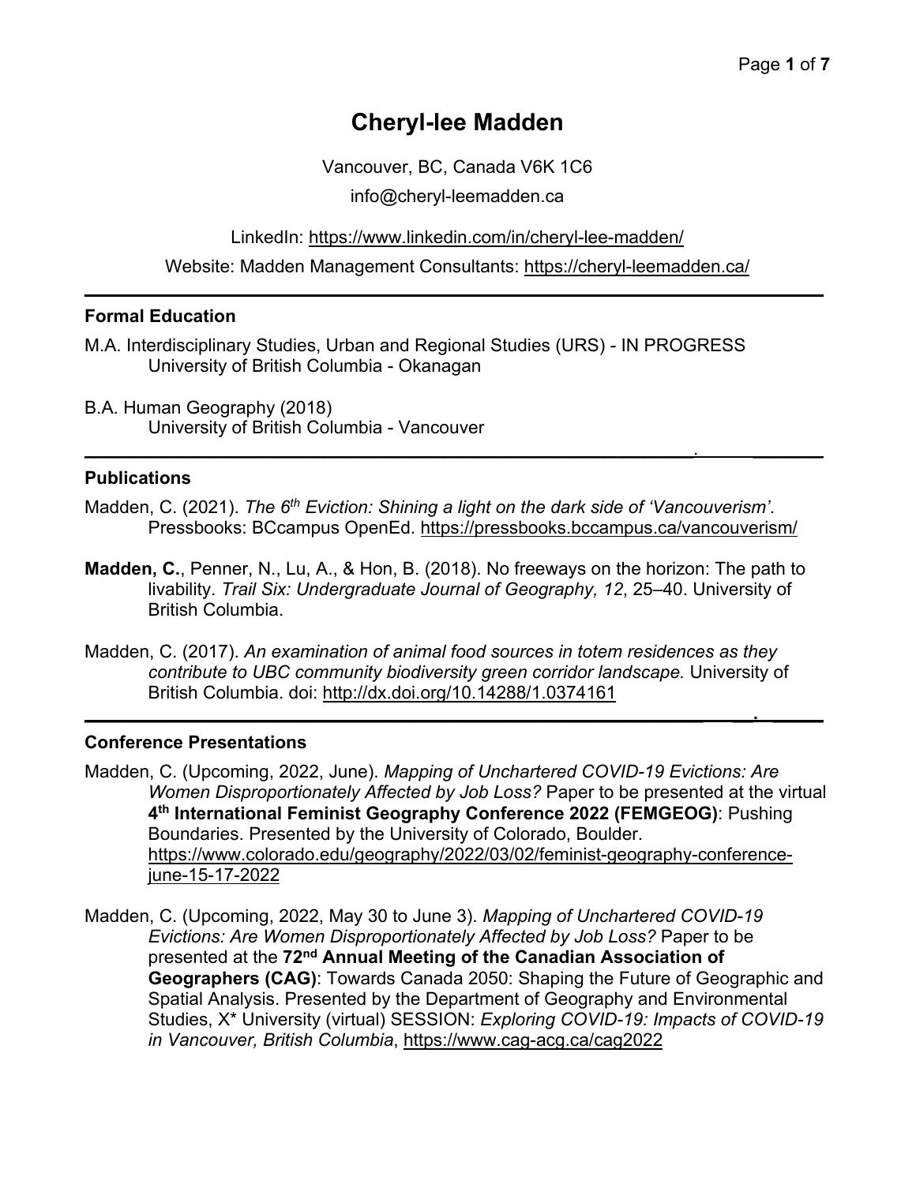# Cheryl-lee Madden

Vancouver, BC, Canada V6K 1C6

info@cheryl-leemadden.ca

LinkedIn: https://www.linkedin.com/in/cheryl-lee-madden/

Website: Madden Management Consultants: https://cheryl-leemadden.ca/

---

## Formal Education

M.A. Interdisciplinary Studies, Urban and Regional Studies (URS) - IN PROGRESS
University of British Columbia - Okanagan

B.A. Human Geography (2018)
University of British Columbia - Vancouver

---

## Publications

Madden, C. (2021). *The 6th Eviction: Shining a light on the dark side of 'Vancouverism'*. Pressbooks: BCcampus OpenEd. https://pressbooks.bccampus.ca/vancouverism/

**Madden, C.**, Penner, N., Lu, A., & Hon, B. (2018). No freeways on the horizon: The path to livability. *Trail Six: Undergraduate Journal of Geography, 12*, 25–40. University of British Columbia.

Madden, C. (2017). *An examination of animal food sources in totem residences as they contribute to UBC community biodiversity green corridor landscape.* University of British Columbia. doi: http://dx.doi.org/10.14288/1.0374161

---

## Conference Presentations

Madden, C. (Upcoming, 2022, June). *Mapping of Unchartered COVID-19 Evictions: Are Women Disproportionately Affected by Job Loss?* Paper to be presented at the virtual **4th International Feminist Geography Conference 2022 (FEMGEOG)**: Pushing Boundaries. Presented by the University of Colorado, Boulder. https://www.colorado.edu/geography/2022/03/02/feminist-geography-conference-june-15-17-2022

Madden, C. (Upcoming, 2022, May 30 to June 3). *Mapping of Unchartered COVID-19 Evictions: Are Women Disproportionately Affected by Job Loss?* Paper to be presented at the **72nd Annual Meeting of the Canadian Association of Geographers (CAG)**: Towards Canada 2050: Shaping the Future of Geographic and Spatial Analysis. Presented by the Department of Geography and Environmental Studies, X* University (virtual) SESSION: *Exploring COVID-19: Impacts of COVID-19 in Vancouver, British Columbia*, https://www.cag-acg.ca/cag2022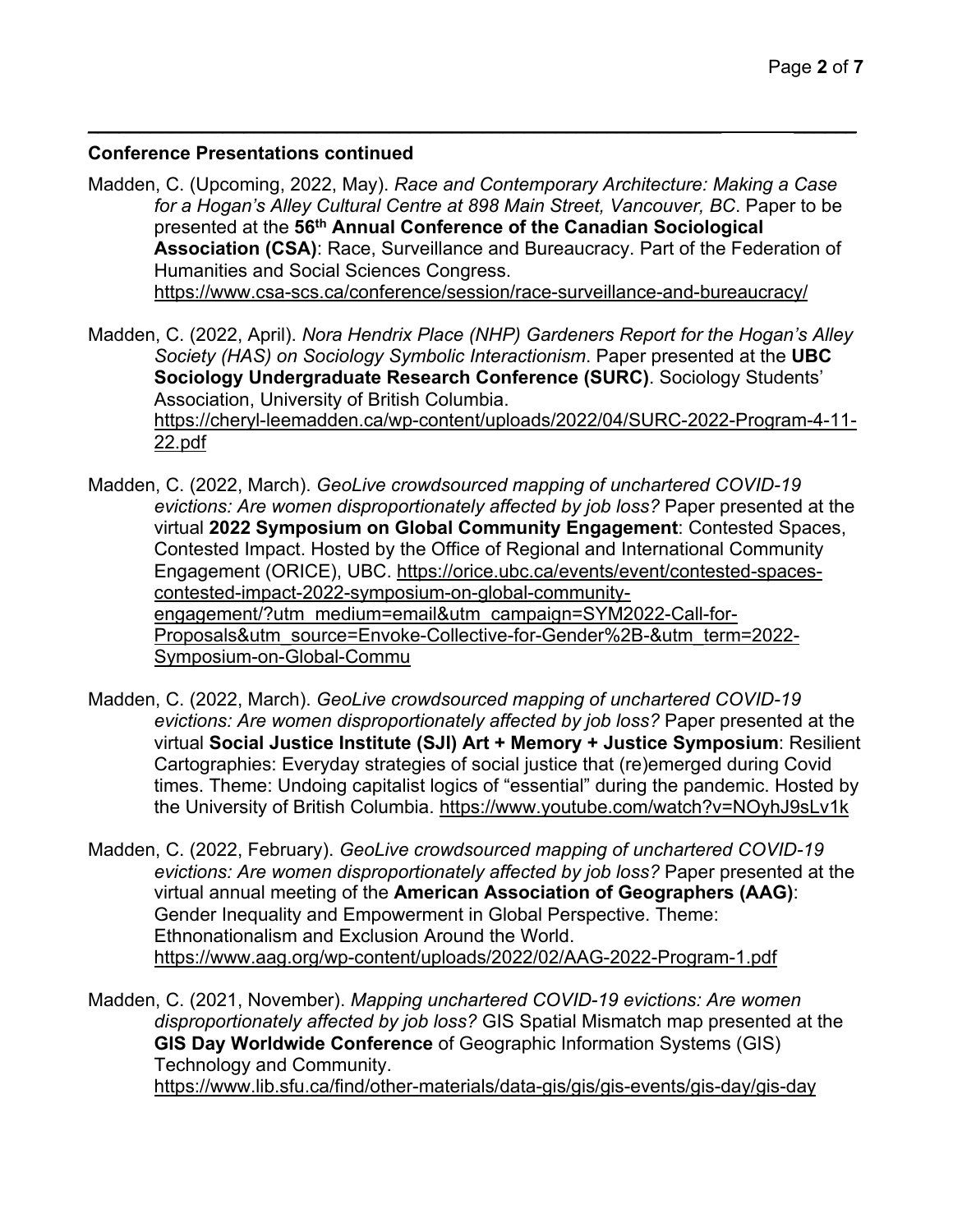**Conference Presentations continued**

Madden, C. (Upcoming, 2022, May). *Race and Contemporary Architecture: Making a Case for a Hogan's Alley Cultural Centre at 898 Main Street, Vancouver, BC*. Paper to be presented at the **56th Annual Conference of the Canadian Sociological Association (CSA)**: Race, Surveillance and Bureaucracy. Part of the Federation of Humanities and Social Sciences Congress. https://www.csa-scs.ca/conference/session/race-surveillance-and-bureaucracy/

Madden, C. (2022, April). *Nora Hendrix Place (NHP) Gardeners Report for the Hogan's Alley Society (HAS) on Sociology Symbolic Interactionism*. Paper presented at the **UBC Sociology Undergraduate Research Conference (SURC)**. Sociology Students' Association, University of British Columbia. https://cheryl-leemadden.ca/wp-content/uploads/2022/04/SURC-2022-Program-4-11-22.pdf

Madden, C. (2022, March). *GeoLive crowdsourced mapping of unchartered COVID-19 evictions: Are women disproportionately affected by job loss?* Paper presented at the virtual **2022 Symposium on Global Community Engagement**: Contested Spaces, Contested Impact. Hosted by the Office of Regional and International Community Engagement (ORICE), UBC. https://orice.ubc.ca/events/event/contested-spaces-contested-impact-2022-symposium-on-global-community-engagement/?utm_medium=email&utm_campaign=SYM2022-Call-for-Proposals&utm_source=Envoke-Collective-for-Gender%2B-&utm_term=2022-Symposium-on-Global-Commu

Madden, C. (2022, March). *GeoLive crowdsourced mapping of unchartered COVID-19 evictions: Are women disproportionately affected by job loss?* Paper presented at the virtual **Social Justice Institute (SJI) Art + Memory + Justice Symposium**: Resilient Cartographies: Everyday strategies of social justice that (re)emerged during Covid times. Theme: Undoing capitalist logics of "essential" during the pandemic. Hosted by the University of British Columbia. https://www.youtube.com/watch?v=NOyhJ9sLv1k

Madden, C. (2022, February). *GeoLive crowdsourced mapping of unchartered COVID-19 evictions: Are women disproportionately affected by job loss?* Paper presented at the virtual annual meeting of the **American Association of Geographers (AAG)**: Gender Inequality and Empowerment in Global Perspective. Theme: Ethnonationalism and Exclusion Around the World. https://www.aag.org/wp-content/uploads/2022/02/AAG-2022-Program-1.pdf

Madden, C. (2021, November). *Mapping unchartered COVID-19 evictions: Are women disproportionately affected by job loss?* GIS Spatial Mismatch map presented at the **GIS Day Worldwide Conference** of Geographic Information Systems (GIS) Technology and Community. https://www.lib.sfu.ca/find/other-materials/data-gis/gis/gis-events/gis-day/gis-day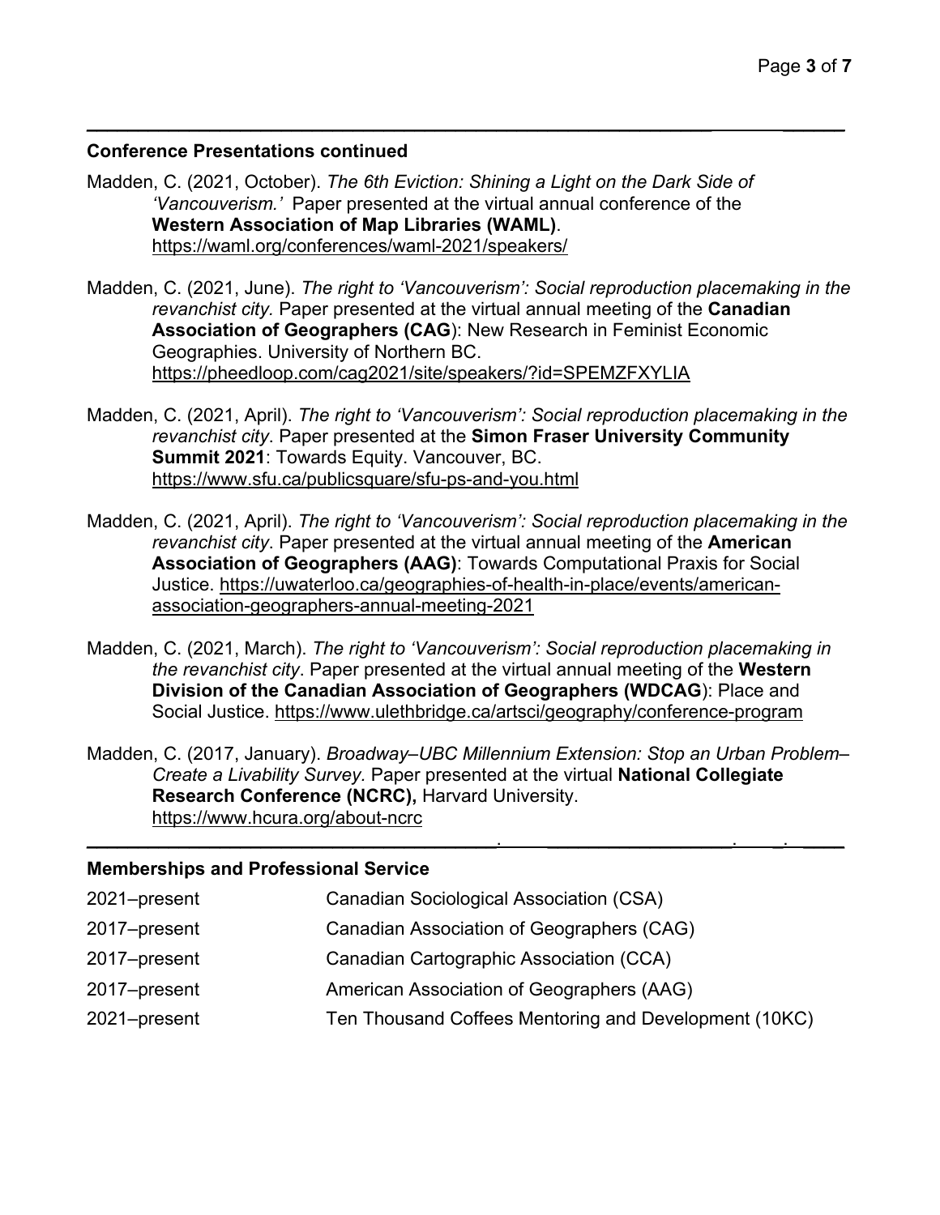## Conference Presentations continued

Madden, C. (2021, October). *The 6th Eviction: Shining a Light on the Dark Side of 'Vancouverism.'* Paper presented at the virtual annual conference of the **Western Association of Map Libraries (WAML)**. https://waml.org/conferences/waml-2021/speakers/

Madden, C. (2021, June). *The right to 'Vancouverism': Social reproduction placemaking in the revanchist city*. Paper presented at the virtual annual meeting of the **Canadian Association of Geographers (CAG**): New Research in Feminist Economic Geographies. University of Northern BC. https://pheedloop.com/cag2021/site/speakers/?id=SPEMZFXYLIA

Madden, C. (2021, April). *The right to 'Vancouverism': Social reproduction placemaking in the revanchist city*. Paper presented at the **Simon Fraser University Community Summit 2021**: Towards Equity. Vancouver, BC. https://www.sfu.ca/publicsquare/sfu-ps-and-you.html

Madden, C. (2021, April). *The right to 'Vancouverism': Social reproduction placemaking in the revanchist city*. Paper presented at the virtual annual meeting of the **American Association of Geographers (AAG)**: Towards Computational Praxis for Social Justice. https://uwaterloo.ca/geographies-of-health-in-place/events/american-association-geographers-annual-meeting-2021

Madden, C. (2021, March). *The right to 'Vancouverism': Social reproduction placemaking in the revanchist city*. Paper presented at the virtual annual meeting of the **Western Division of the Canadian Association of Geographers (WDCAG**): Place and Social Justice. https://www.ulethbridge.ca/artsci/geography/conference-program

Madden, C. (2017, January). *Broadway–UBC Millennium Extension: Stop an Urban Problem–Create a Livability Survey.* Paper presented at the virtual **National Collegiate Research Conference (NCRC),** Harvard University. https://www.hcura.org/about-ncrc

## Memberships and Professional Service

| | |
|---|---|
| 2021–present | Canadian Sociological Association (CSA) |
| 2017–present | Canadian Association of Geographers (CAG) |
| 2017–present | Canadian Cartographic Association (CCA) |
| 2017–present | American Association of Geographers (AAG) |
| 2021–present | Ten Thousand Coffees Mentoring and Development (10KC) |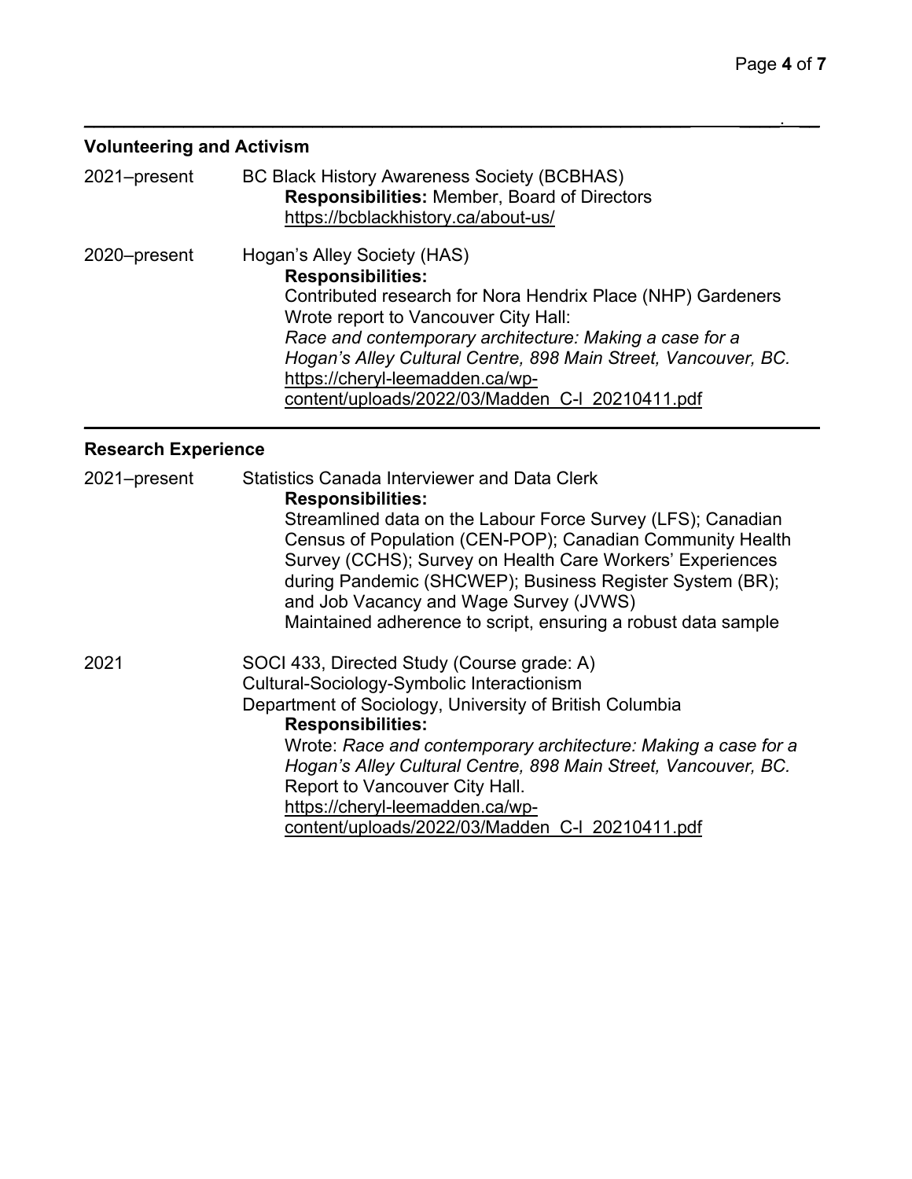## Volunteering and Activism

2021–present BC Black History Awareness Society (BCBHAS)
**Responsibilities:** Member, Board of Directors
https://bcblackhistory.ca/about-us/

2020–present Hogan's Alley Society (HAS)
**Responsibilities:**
Contributed research for Nora Hendrix Place (NHP) Gardeners
Wrote report to Vancouver City Hall:
*Race and contemporary architecture: Making a case for a Hogan's Alley Cultural Centre, 898 Main Street, Vancouver, BC.*
https://cheryl-leemadden.ca/wp-content/uploads/2022/03/Madden_C-l_20210411.pdf

## Research Experience

2021–present Statistics Canada Interviewer and Data Clerk
**Responsibilities:**
Streamlined data on the Labour Force Survey (LFS); Canadian Census of Population (CEN-POP); Canadian Community Health Survey (CCHS); Survey on Health Care Workers' Experiences during Pandemic (SHCWEP); Business Register System (BR); and Job Vacancy and Wage Survey (JVWS)
Maintained adherence to script, ensuring a robust data sample

2021 SOCI 433, Directed Study (Course grade: A)
Cultural-Sociology-Symbolic Interactionism
Department of Sociology, University of British Columbia
**Responsibilities:**
Wrote: *Race and contemporary architecture: Making a case for a Hogan's Alley Cultural Centre, 898 Main Street, Vancouver, BC.*
Report to Vancouver City Hall.
https://cheryl-leemadden.ca/wp-content/uploads/2022/03/Madden_C-l_20210411.pdf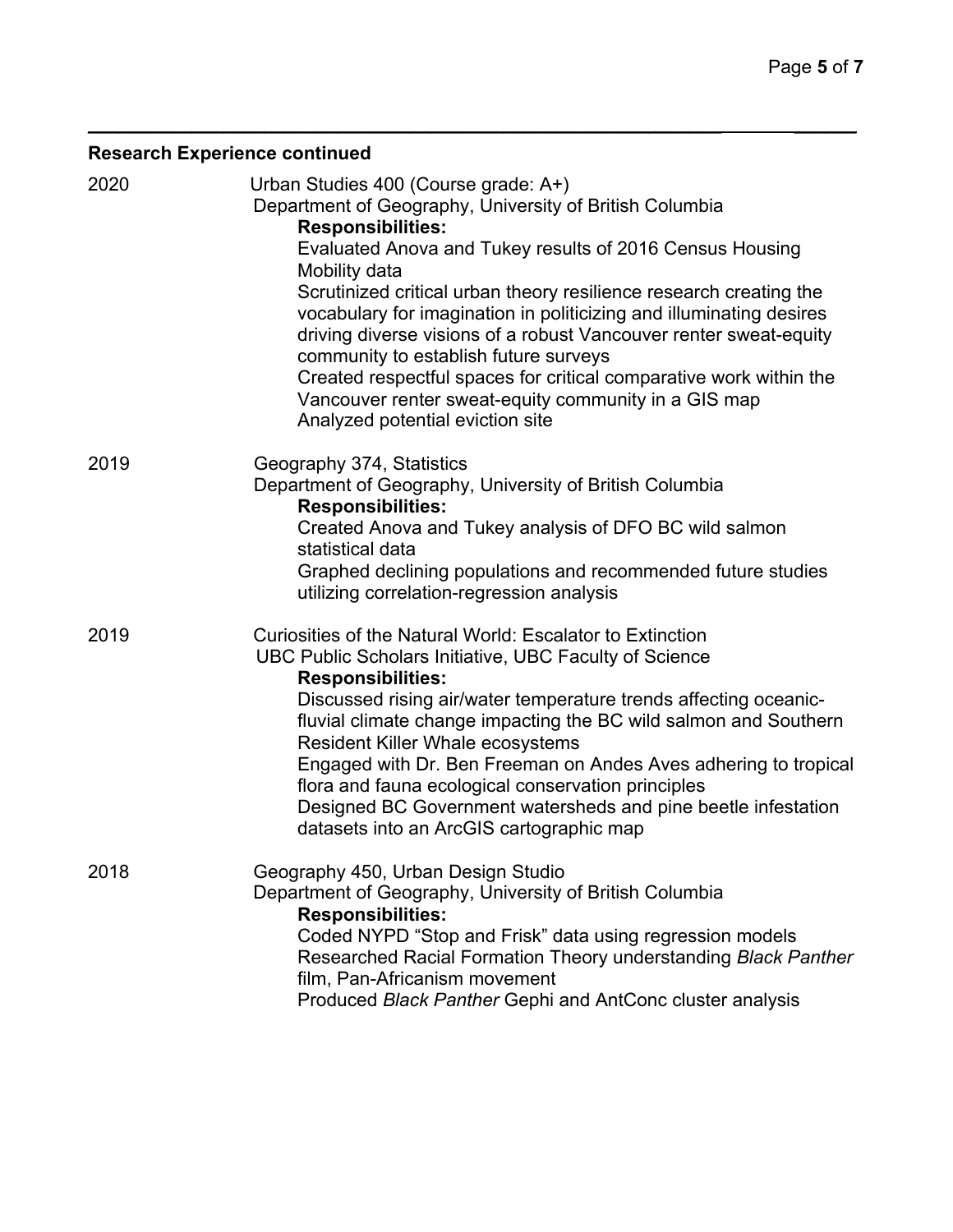## Research Experience continued

2020 Urban Studies 400 (Course grade: A+)
Department of Geography, University of British Columbia

**Responsibilities:**

Evaluated Anova and Tukey results of 2016 Census Housing Mobility data
Scrutinized critical urban theory resilience research creating the vocabulary for imagination in politicizing and illuminating desires driving diverse visions of a robust Vancouver renter sweat-equity community to establish future surveys
Created respectful spaces for critical comparative work within the Vancouver renter sweat-equity community in a GIS map
Analyzed potential eviction site

2019 Geography 374, Statistics
Department of Geography, University of British Columbia

**Responsibilities:**

Created Anova and Tukey analysis of DFO BC wild salmon statistical data
Graphed declining populations and recommended future studies utilizing correlation-regression analysis

2019 Curiosities of the Natural World: Escalator to Extinction
UBC Public Scholars Initiative, UBC Faculty of Science

**Responsibilities:**

Discussed rising air/water temperature trends affecting oceanic-fluvial climate change impacting the BC wild salmon and Southern Resident Killer Whale ecosystems
Engaged with Dr. Ben Freeman on Andes Aves adhering to tropical flora and fauna ecological conservation principles
Designed BC Government watersheds and pine beetle infestation datasets into an ArcGIS cartographic map

2018 Geography 450, Urban Design Studio
Department of Geography, University of British Columbia

**Responsibilities:**

Coded NYPD "Stop and Frisk" data using regression models
Researched Racial Formation Theory understanding *Black Panther* film, Pan-Africanism movement
Produced *Black Panther* Gephi and AntConc cluster analysis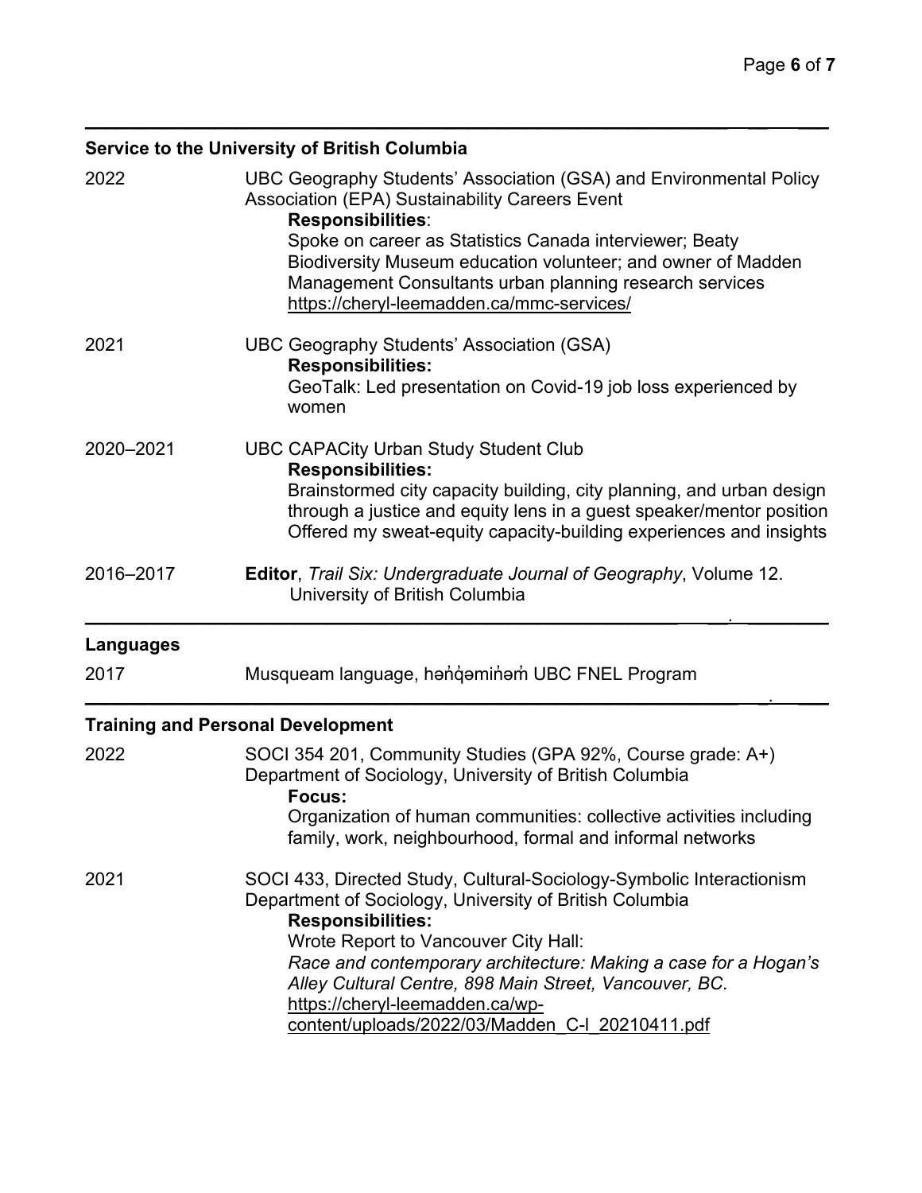## Service to the University of British Columbia

2022 — UBC Geography Students' Association (GSA) and Environmental Policy Association (EPA) Sustainability Careers Event

**Responsibilities**:
Spoke on career as Statistics Canada interviewer; Beaty Biodiversity Museum education volunteer; and owner of Madden Management Consultants urban planning research services https://cheryl-leemadden.ca/mmc-services/

2021 — UBC Geography Students' Association (GSA)

**Responsibilities:**
GeoTalk: Led presentation on Covid-19 job loss experienced by women

2020–2021 — UBC CAPACity Urban Study Student Club

**Responsibilities:**
Brainstormed city capacity building, city planning, and urban design through a justice and equity lens in a guest speaker/mentor position
Offered my sweat-equity capacity-building experiences and insights

2016–2017 — **Editor**, *Trail Six: Undergraduate Journal of Geography*, Volume 12. University of British Columbia

## Languages

2017 — Musqueam language, hən̓q̓əmin̓əm̓ UBC FNEL Program

## Training and Personal Development

2022 — SOCI 354 201, Community Studies (GPA 92%, Course grade: A+)
Department of Sociology, University of British Columbia

**Focus:**
Organization of human communities: collective activities including family, work, neighbourhood, formal and informal networks

2021 — SOCI 433, Directed Study, Cultural-Sociology-Symbolic Interactionism
Department of Sociology, University of British Columbia

**Responsibilities:**
Wrote Report to Vancouver City Hall:
*Race and contemporary architecture: Making a case for a Hogan's Alley Cultural Centre, 898 Main Street, Vancouver, BC*.
https://cheryl-leemadden.ca/wp-content/uploads/2022/03/Madden_C-l_20210411.pdf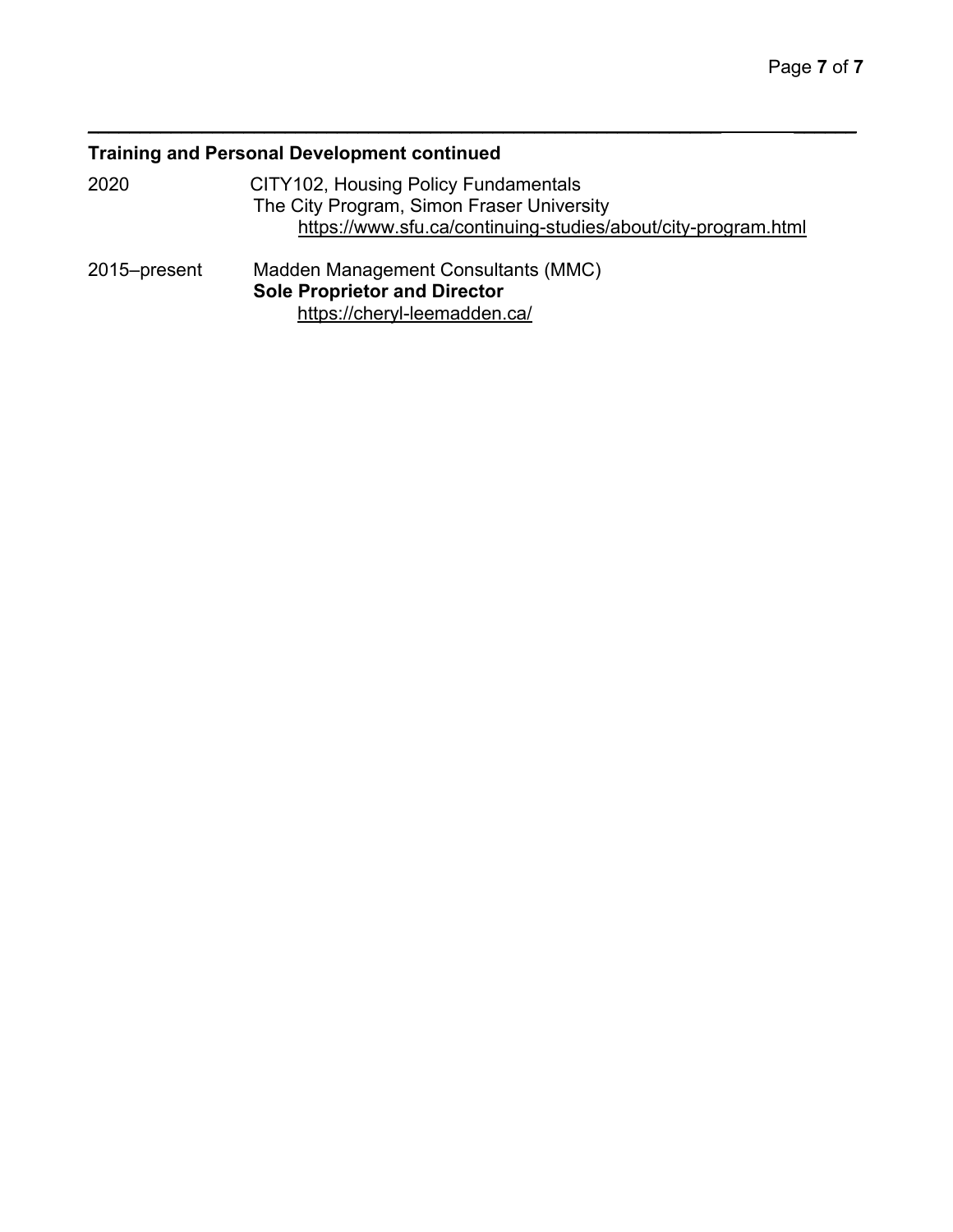---

**Training and Personal Development continued**

2020 CITY102, Housing Policy Fundamentals
The City Program, Simon Fraser University
https://www.sfu.ca/continuing-studies/about/city-program.html

2015–present Madden Management Consultants (MMC)
**Sole Proprietor and Director**
https://cheryl-leemadden.ca/